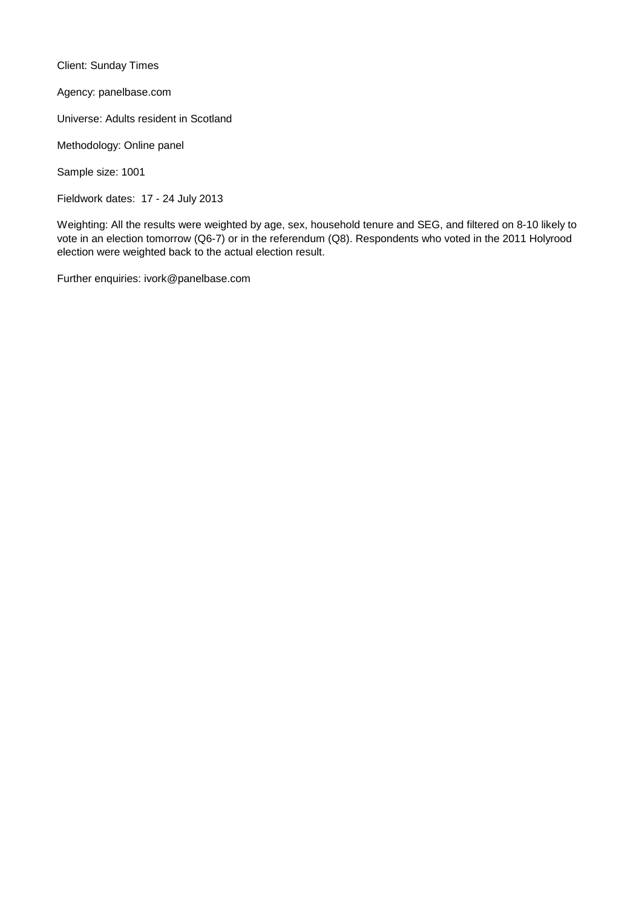Client: Sunday Times

Agency: panelbase.com

Universe: Adults resident in Scotland

Methodology: Online panel

Sample size: 1001

Fieldwork dates:  17 - 24 July 2013

Weighting: All the results were weighted by age, sex, household tenure and SEG, and filtered on 8-10 likely to vote in an election tomorrow (Q6-7) or in the referendum (Q8). Respondents who voted in the 2011 Holyrood election were weighted back to the actual election result.

Further enquiries: ivork@panelbase.com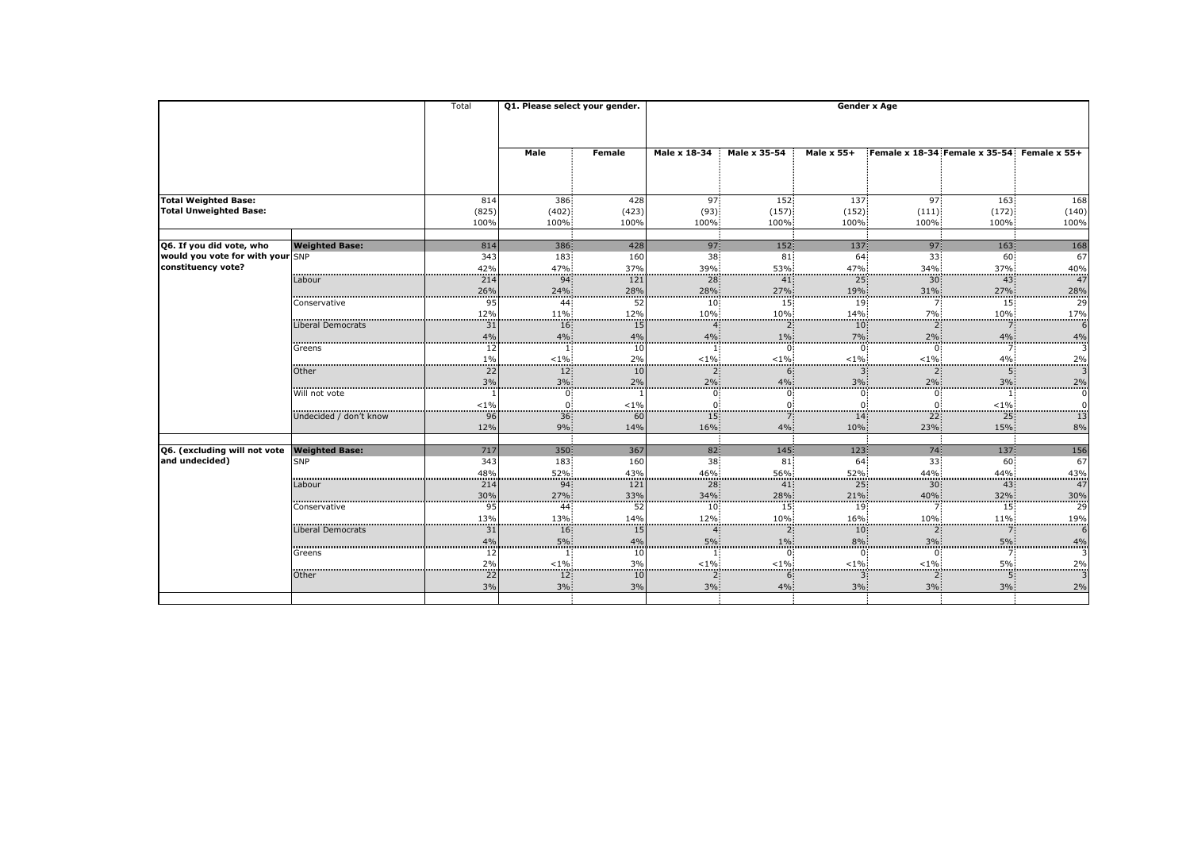| | | Total | Q1. Please select your gender. | | Gender x Age | | | | | |
|---|---|---|---|---|---|---|---|---|---|---|
| | | | Male | Female | Male x 18-34 | Male x 35-54 | Male x 55+ | Female x 18-34 | Female x 35-54 | Female x 55+ |
| **Total Weighted Base:** | | 814 | 386 | 428 | 97 | 152 | 137 | 97 | 163 | 168 |
| **Total Unweighted Base:** | | (825) | (402) | (423) | (93) | (157) | (152) | (111) | (172) | (140) |
| | | 100% | 100% | 100% | 100% | 100% | 100% | 100% | 100% | 100% |
| **Q6. If you did vote, who would you vote for with your constituency vote?** | **Weighted Base:** | 814 | 386 | 428 | 97 | 152 | 137 | 97 | 163 | 168 |
| | SNP | 343 | 183 | 160 | 38 | 81 | 64 | 33 | 60 | 67 |
| | | 42% | 47% | 37% | 39% | 53% | 47% | 34% | 37% | 40% |
| | Labour | 214 | 94 | 121 | 28 | 41 | 25 | 30 | 43 | 47 |
| | | 26% | 24% | 28% | 28% | 27% | 19% | 31% | 27% | 28% |
| | Conservative | 95 | 44 | 52 | 10 | 15 | 19 | 7 | 15 | 29 |
| | | 12% | 11% | 12% | 10% | 10% | 14% | 7% | 10% | 17% |
| | Liberal Democrats | 31 | 16 | 15 | 4 | 2 | 10 | 2 | 7 | 6 |
| | | 4% | 4% | 4% | 4% | 1% | 7% | 2% | 4% | 4% |
| | Greens | 12 | 1 | 10 | 1 | 0 | 0 | 0 | 7 | 3 |
| | | 1% | <1% | 2% | <1% | <1% | <1% | <1% | 4% | 2% |
| | Other | 22 | 12 | 10 | 2 | 6 | 3 | 2 | 5 | 3 |
| | | 3% | 3% | 2% | 2% | 4% | 3% | 2% | 3% | 2% |
| | Will not vote | 1 | 0 | 1 | 0 | 0 | 0 | 0 | 1 | 0 |
| | | <1% | 0 | <1% | 0 | 0 | 0 | 0 | <1% | 0 |
| | Undecided / don't know | 96 | 36 | 60 | 15 | 7 | 14 | 22 | 25 | 13 |
| | | 12% | 9% | 14% | 16% | 4% | 10% | 23% | 15% | 8% |
| **Q6. (excluding will not vote and undecided)** | **Weighted Base:** | 717 | 350 | 367 | 82 | 145 | 123 | 74 | 137 | 156 |
| | SNP | 343 | 183 | 160 | 38 | 81 | 64 | 33 | 60 | 67 |
| | | 48% | 52% | 43% | 46% | 56% | 52% | 44% | 44% | 43% |
| | Labour | 214 | 94 | 121 | 28 | 41 | 25 | 30 | 43 | 47 |
| | | 30% | 27% | 33% | 34% | 28% | 21% | 40% | 32% | 30% |
| | Conservative | 95 | 44 | 52 | 10 | 15 | 19 | 7 | 15 | 29 |
| | | 13% | 13% | 14% | 12% | 10% | 16% | 10% | 11% | 19% |
| | Liberal Democrats | 31 | 16 | 15 | 4 | 2 | 10 | 2 | 7 | 6 |
| | | 4% | 5% | 4% | 5% | 1% | 8% | 3% | 5% | 4% |
| | Greens | 12 | 1 | 10 | 1 | 0 | 0 | 0 | 7 | 3 |
| | | 2% | <1% | 3% | <1% | <1% | <1% | <1% | 5% | 2% |
| | Other | 22 | 12 | 10 | 2 | 6 | 3 | 2 | 5 | 3 |
| | | 3% | 3% | 3% | 3% | 4% | 3% | 3% | 3% | 2% |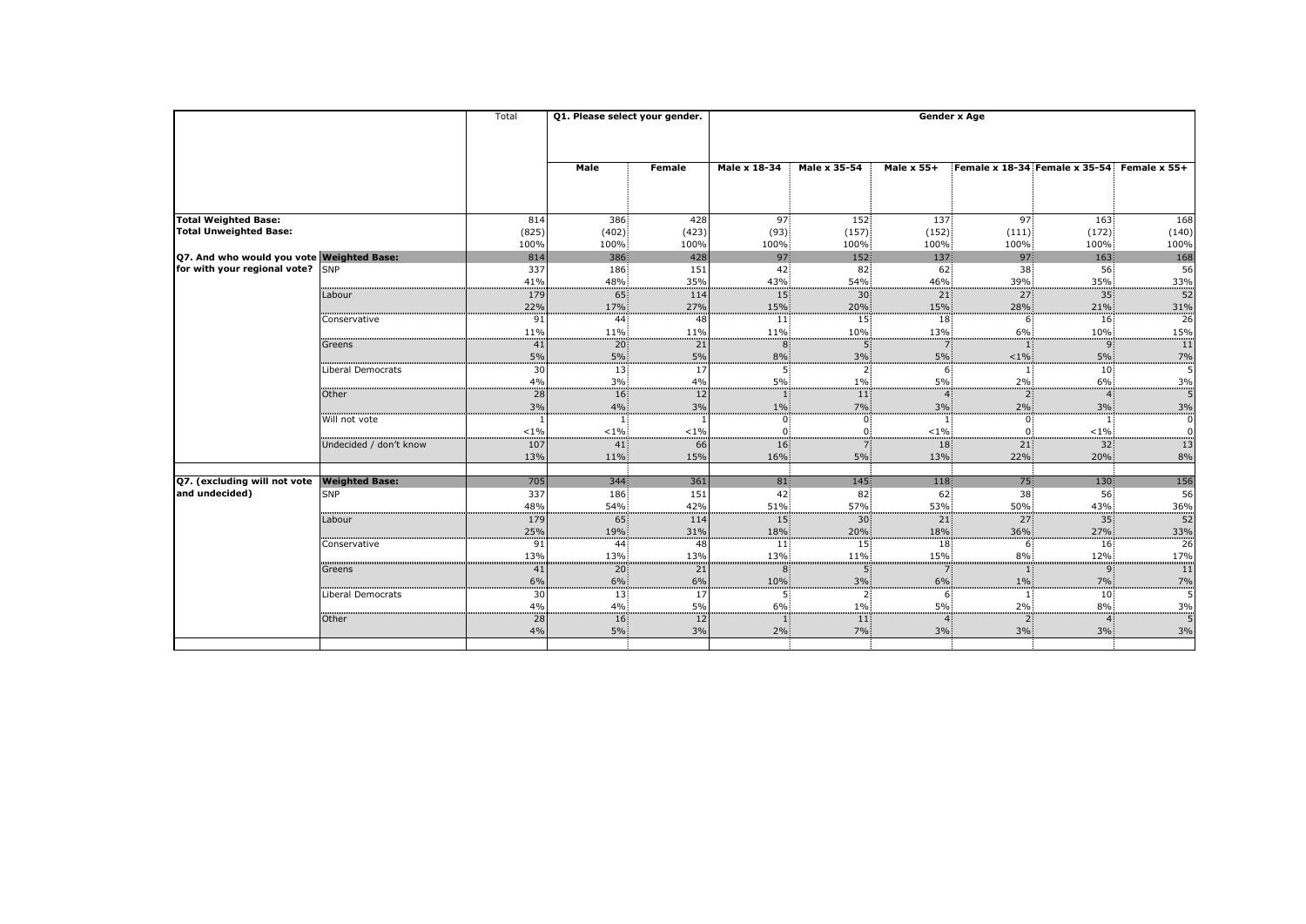| | | Total | Q1. Please select your gender. | | Gender x Age | | | | | |
|---|---|---|---|---|---|---|---|---|---|---|
| | | | Male | Female | Male x 18-34 | Male x 35-54 | Male x 55+ | Female x 18-34 | Female x 35-54 | Female x 55+ |
| **Total Weighted Base:** | | 814 | 386 | 428 | 97 | 152 | 137 | 97 | 163 | 168 |
| **Total Unweighted Base:** | | (825) | (402) | (423) | (93) | (157) | (152) | (111) | (172) | (140) |
| | | 100% | 100% | 100% | 100% | 100% | 100% | 100% | 100% | 100% |
| **Q7. And who would you vote for with your regional vote?** | **Weighted Base:** | 814 | 386 | 428 | 97 | 152 | 137 | 97 | 163 | 168 |
| | SNP | 337 | 186 | 151 | 42 | 82 | 62 | 38 | 56 | 56 |
| | | 41% | 48% | 35% | 43% | 54% | 46% | 39% | 35% | 33% |
| | Labour | 179 | 65 | 114 | 15 | 30 | 21 | 27 | 35 | 52 |
| | | 22% | 17% | 27% | 15% | 20% | 15% | 28% | 21% | 31% |
| | Conservative | 91 | 44 | 48 | 11 | 15 | 18 | 6 | 16 | 26 |
| | | 11% | 11% | 11% | 11% | 10% | 13% | 6% | 10% | 15% |
| | Greens | 41 | 20 | 21 | 8 | 5 | 7 | 1 | 9 | 11 |
| | | 5% | 5% | 5% | 8% | 3% | 5% | <1% | 5% | 7% |
| | Liberal Democrats | 30 | 13 | 17 | 5 | 2 | 6 | 1 | 10 | 5 |
| | | 4% | 3% | 4% | 5% | 1% | 5% | 2% | 6% | 3% |
| | Other | 28 | 16 | 12 | 1 | 11 | 4 | 2 | 4 | 5 |
| | | 3% | 4% | 3% | 1% | 7% | 3% | 2% | 3% | 3% |
| | Will not vote | 1 | 1 | 1 | 0 | 0 | 1 | 0 | 1 | 0 |
| | | <1% | <1% | <1% | 0 | 0 | <1% | 0 | <1% | 0 |
| | Undecided / don't know | 107 | 41 | 66 | 16 | 7 | 18 | 21 | 32 | 13 |
| | | 13% | 11% | 15% | 16% | 5% | 13% | 22% | 20% | 8% |
| **Q7. (excluding will not vote and undecided)** | **Weighted Base:** | 705 | 344 | 361 | 81 | 145 | 118 | 75 | 130 | 156 |
| | SNP | 337 | 186 | 151 | 42 | 82 | 62 | 38 | 56 | 56 |
| | | 48% | 54% | 42% | 51% | 57% | 53% | 50% | 43% | 36% |
| | Labour | 179 | 65 | 114 | 15 | 30 | 21 | 27 | 35 | 52 |
| | | 25% | 19% | 31% | 18% | 20% | 18% | 36% | 27% | 33% |
| | Conservative | 91 | 44 | 48 | 11 | 15 | 18 | 6 | 16 | 26 |
| | | 13% | 13% | 13% | 13% | 11% | 15% | 8% | 12% | 17% |
| | Greens | 41 | 20 | 21 | 8 | 5 | 7 | 1 | 9 | 11 |
| | | 6% | 6% | 6% | 10% | 3% | 6% | 1% | 7% | 7% |
| | Liberal Democrats | 30 | 13 | 17 | 5 | 2 | 6 | 1 | 10 | 5 |
| | | 4% | 4% | 5% | 6% | 1% | 5% | 2% | 8% | 3% |
| | Other | 28 | 16 | 12 | 1 | 11 | 4 | 2 | 4 | 5 |
| | | 4% | 5% | 3% | 2% | 7% | 3% | 3% | 3% | 3% |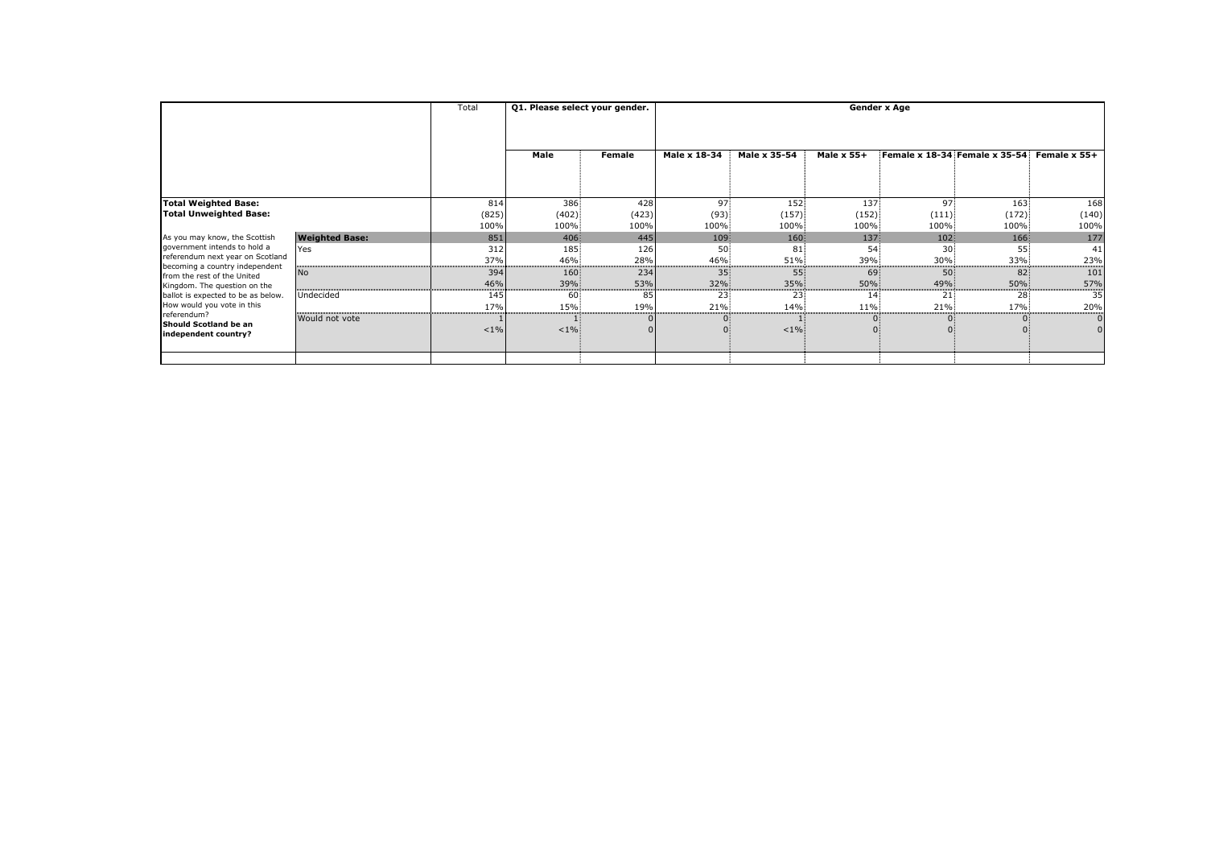| | | Total | Q1. Please select your gender. | | Gender x Age | | | | | |
|---|---|---|---|---|---|---|---|---|---|---|
| | | | Male | Female | Male x 18-34 | Male x 35-54 | Male x 55+ | Female x 18-34 | Female x 35-54 | Female x 55+ |
| **Total Weighted Base:** | | 814 | 386 | 428 | 97 | 152 | 137 | 97 | 163 | 168 |
| **Total Unweighted Base:** | | (825) | (402) | (423) | (93) | (157) | (152) | (111) | (172) | (140) |
| | | 100% | 100% | 100% | 100% | 100% | 100% | 100% | 100% | 100% |
| As you may know, the Scottish government intends to hold a referendum next year on Scotland becoming a country independent from the rest of the United Kingdom. The question on the ballot is expected to be as below. How would you vote in this referendum? **Should Scotland be an independent country?** | **Weighted Base:** | 851 | 406 | 445 | 109 | 160 | 137 | 102 | 166 | 177 |
| | Yes | 312 | 185 | 126 | 50 | 81 | 54 | 30 | 55 | 41 |
| | | 37% | 46% | 28% | 46% | 51% | 39% | 30% | 33% | 23% |
| | No | 394 | 160 | 234 | 35 | 55 | 69 | 50 | 82 | 101 |
| | | 46% | 39% | 53% | 32% | 35% | 50% | 49% | 50% | 57% |
| | Undecided | 145 | 60 | 85 | 23 | 23 | 14 | 21 | 28 | 35 |
| | | 17% | 15% | 19% | 21% | 14% | 11% | 21% | 17% | 20% |
| | Would not vote | 1 | 1 | 0 | 0 | 1 | 0 | 0 | 0 | 0 |
| | | <1% | <1% | 0 | 0 | <1% | 0 | 0 | 0 | 0 |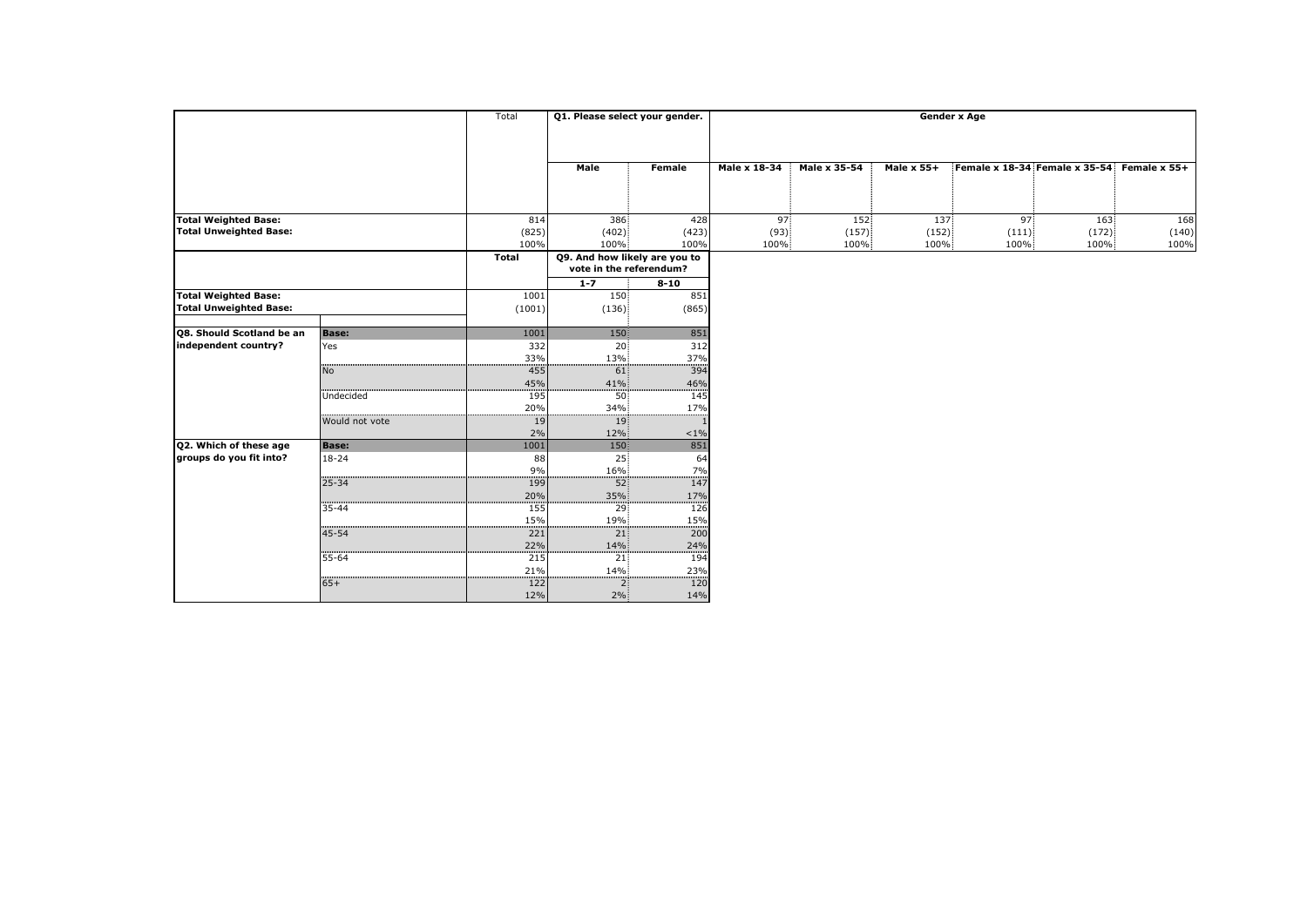| | | Total | Q1. Please select your gender. | | Gender x Age | | | | | |
|---|---|---|---|---|---|---|---|---|---|---|
| | | | Male | Female | Male x 18-34 | Male x 35-54 | Male x 55+ | Female x 18-34 | Female x 35-54 | Female x 55+ |
| **Total Weighted Base:** | | 814 | 386 | 428 | 97 | 152 | 137 | 97 | 163 | 168 |
| **Total Unweighted Base:** | | (825) | (402) | (423) | (93) | (157) | (152) | (111) | (172) | (140) |
| | | 100% | 100% | 100% | 100% | 100% | 100% | 100% | 100% | 100% |

| | | Total | Q9. And how likely are you to vote in the referendum? | |
|---|---|---|---|---|
| | | | 1-7 | 8-10 |
| **Total Weighted Base:** | | 1001 | 150 | 851 |
| **Total Unweighted Base:** | | (1001) | (136) | (865) |
| **Q8. Should Scotland be an independent country?** | **Base:** | 1001 | 150 | 851 |
| | Yes | 332 | 20 | 312 |
| | | 33% | 13% | 37% |
| | No | 455 | 61 | 394 |
| | | 45% | 41% | 46% |
| | Undecided | 195 | 50 | 145 |
| | | 20% | 34% | 17% |
| | Would not vote | 19 | 19 | 1 |
| | | 2% | 12% | <1% |
| **Q2. Which of these age groups do you fit into?** | **Base:** | 1001 | 150 | 851 |
| | 18-24 | 88 | 25 | 64 |
| | | 9% | 16% | 7% |
| | 25-34 | 199 | 52 | 147 |
| | | 20% | 35% | 17% |
| | 35-44 | 155 | 29 | 126 |
| | | 15% | 19% | 15% |
| | 45-54 | 221 | 21 | 200 |
| | | 22% | 14% | 24% |
| | 55-64 | 215 | 21 | 194 |
| | | 21% | 14% | 23% |
| | 65+ | 122 | 2 | 120 |
| | | 12% | 2% | 14% |